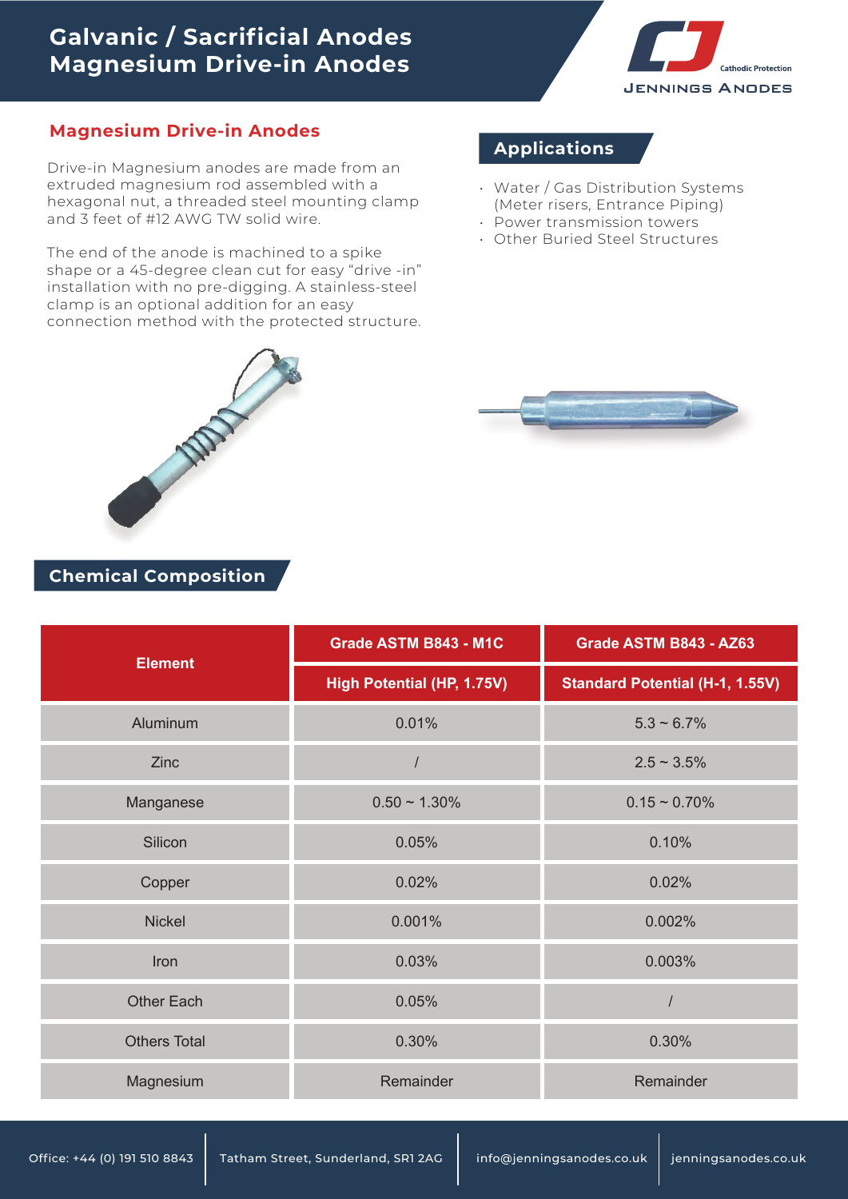# Galvanic / Sacrificial Anodes
# Magnesium Drive-in Anodes

## Magnesium Drive-in Anodes

Drive-in Magnesium anodes are made from an extruded magnesium rod assembled with a hexagonal nut, a threaded steel mounting clamp and 3 feet of #12 AWG TW solid wire.

The end of the anode is machined to a spike shape or a 45-degree clean cut for easy "drive -in" installation with no pre-digging. A stainless-steel clamp is an optional addition for an easy connection method with the protected structure.

## Applications

- Water / Gas Distribution Systems (Meter risers, Entrance Piping)
- Power transmission towers
- Other Buried Steel Structures

## Chemical Composition

| Element | Grade ASTM B843 - M1C | Grade ASTM B843 - AZ63 |
|---|---|---|
| | High Potential (HP, 1.75V) | Standard Potential (H-1, 1.55V) |
| Aluminum | 0.01% | 5.3 ~ 6.7% |
| Zinc | / | 2.5 ~ 3.5% |
| Manganese | 0.50 ~ 1.30% | 0.15 ~ 0.70% |
| Silicon | 0.05% | 0.10% |
| Copper | 0.02% | 0.02% |
| Nickel | 0.001% | 0.002% |
| Iron | 0.03% | 0.003% |
| Other Each | 0.05% | / |
| Others Total | 0.30% | 0.30% |
| Magnesium | Remainder | Remainder |

Office: +44 (0) 191 510 8843 | Tatham Street, Sunderland, SR1 2AG | info@jenningsanodes.co.uk | jenningsanodes.co.uk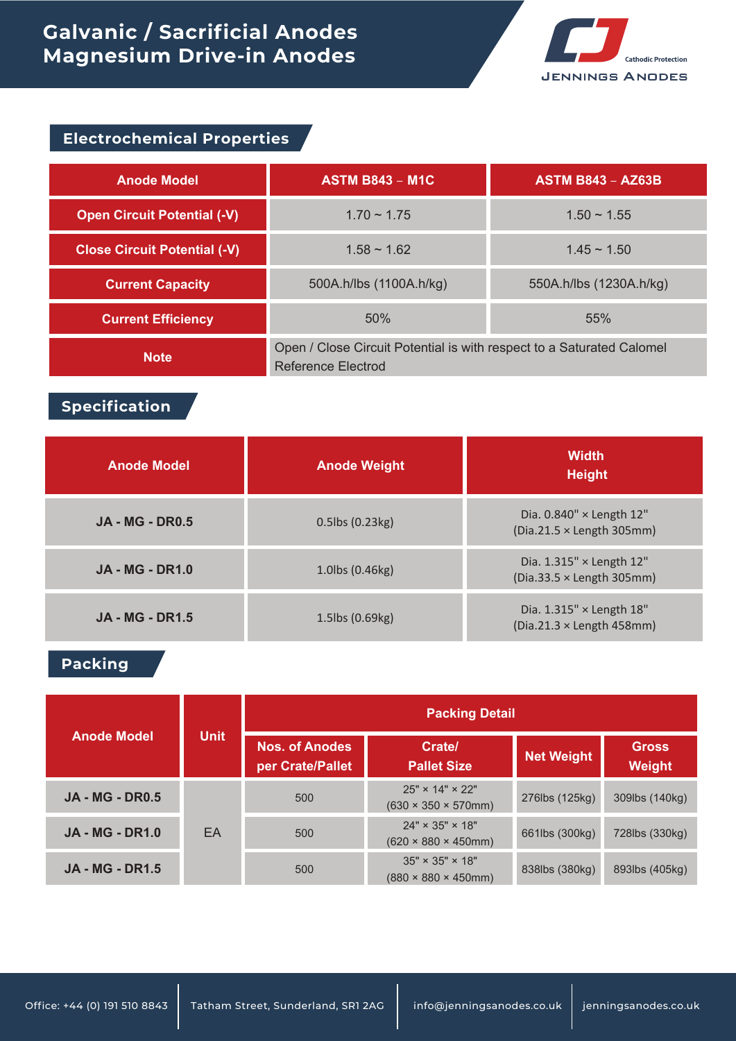# Galvanic / Sacrificial Anodes
# Magnesium Drive-in Anodes

Cathodic Protection
JENNINGS ANODES

## Electrochemical Properties

| Anode Model | ASTM B843 – M1C | ASTM B843 – AZ63B |
|---|---|---|
| Open Circuit Potential (-V) | 1.70 ~ 1.75 | 1.50 ~ 1.55 |
| Close Circuit Potential (-V) | 1.58 ~ 1.62 | 1.45 ~ 1.50 |
| Current Capacity | 500A.h/lbs (1100A.h/kg) | 550A.h/lbs (1230A.h/kg) |
| Current Efficiency | 50% | 55% |
| Note | Open / Close Circuit Potential is with respect to a Saturated Calomel Reference Electrod | |

## Specification

| Anode Model | Anode Weight | Width Height |
|---|---|---|
| JA - MG - DR0.5 | 0.5lbs (0.23kg) | Dia. 0.840" × Length 12" (Dia.21.5 × Length 305mm) |
| JA - MG - DR1.0 | 1.0lbs (0.46kg) | Dia. 1.315" × Length 12" (Dia.33.5 × Length 305mm) |
| JA - MG - DR1.5 | 1.5lbs (0.69kg) | Dia. 1.315" × Length 18" (Dia.21.3 × Length 458mm) |

## Packing

| Anode Model | Unit | Packing Detail | | | |
|---|---|---|---|---|---|
| | | Nos. of Anodes per Crate/Pallet | Crate/ Pallet Size | Net Weight | Gross Weight |
| JA - MG - DR0.5 | EA | 500 | 25" × 14" × 22" (630 × 350 × 570mm) | 276lbs (125kg) | 309lbs (140kg) |
| JA - MG - DR1.0 | EA | 500 | 24" × 35" × 18" (620 × 880 × 450mm) | 661lbs (300kg) | 728lbs (330kg) |
| JA - MG - DR1.5 | EA | 500 | 35" × 35" × 18" (880 × 880 × 450mm) | 838lbs (380kg) | 893lbs (405kg) |

Office: +44 (0) 191 510 8843 | Tatham Street, Sunderland, SR1 2AG | info@jenningsanodes.co.uk | jenningsanodes.co.uk